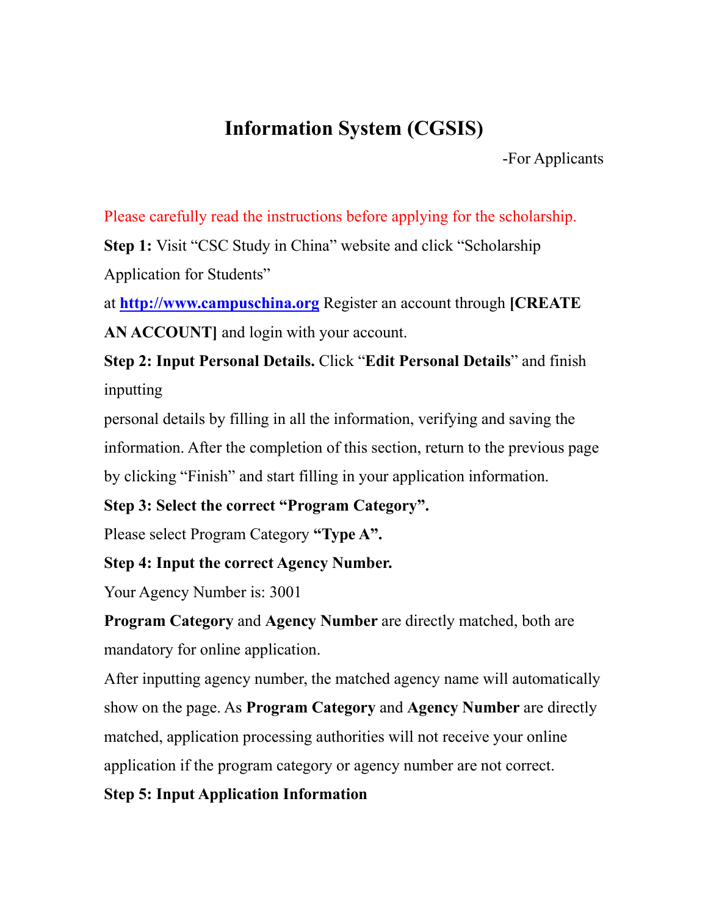# Information System (CGSIS)

-For Applicants

Please carefully read the instructions before applying for the scholarship.

**Step 1:** Visit "CSC Study in China" website and click "Scholarship Application for Students" at **[http://www.campuschina.org](http://www.campuschina.org)** Register an account through **[CREATE AN ACCOUNT]** and login with your account.

**Step 2: Input Personal Details.** Click "**Edit Personal Details**" and finish inputting personal details by filling in all the information, verifying and saving the information. After the completion of this section, return to the previous page by clicking "Finish" and start filling in your application information.

**Step 3: Select the correct "Program Category".**

Please select Program Category **"Type A".**

**Step 4: Input the correct Agency Number.**

Your Agency Number is: 3001

**Program Category** and **Agency Number** are directly matched, both are mandatory for online application.

After inputting agency number, the matched agency name will automatically show on the page. As **Program Category** and **Agency Number** are directly matched, application processing authorities will not receive your online application if the program category or agency number are not correct.

**Step 5: Input Application Information**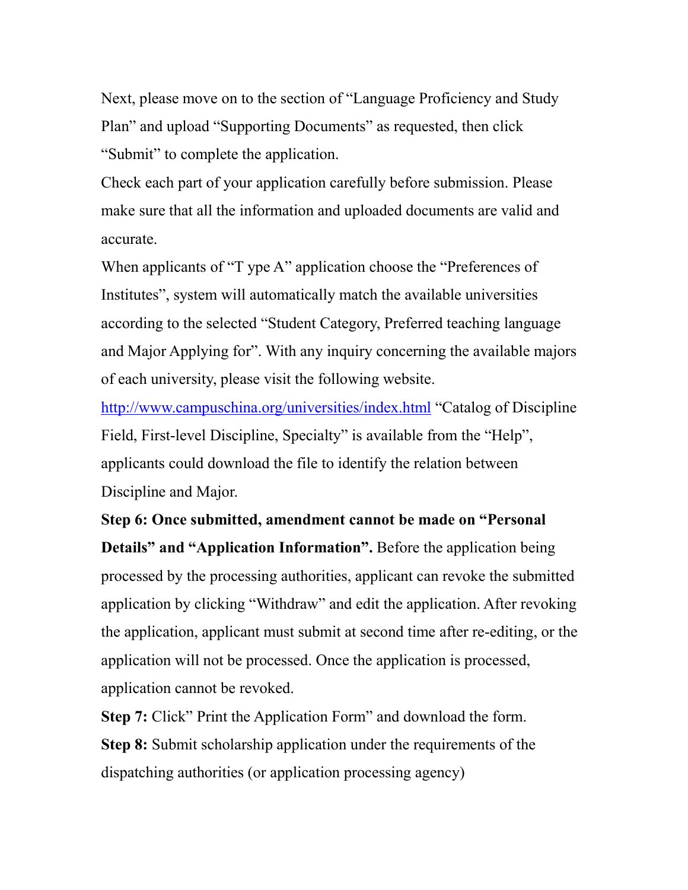Next, please move on to the section of “Language Proficiency and Study Plan” and upload “Supporting Documents” as requested, then click “Submit” to complete the application.

Check each part of your application carefully before submission. Please make sure that all the information and uploaded documents are valid and accurate.

When applicants of “T ype A” application choose the “Preferences of Institutes”, system will automatically match the available universities according to the selected “Student Category, Preferred teaching language and Major Applying for”. With any inquiry concerning the available majors of each university, please visit the following website.

http://www.campuschina.org/universities/index.html “Catalog of Discipline Field, First-level Discipline, Specialty” is available from the “Help”, applicants could download the file to identify the relation between Discipline and Major.

**Step 6: Once submitted, amendment cannot be made on “Personal Details” and “Application Information”.** Before the application being processed by the processing authorities, applicant can revoke the submitted application by clicking “Withdraw” and edit the application. After revoking the application, applicant must submit at second time after re-editing, or the application will not be processed. Once the application is processed, application cannot be revoked.

**Step 7:** Click” Print the Application Form” and download the form.

**Step 8:** Submit scholarship application under the requirements of the dispatching authorities (or application processing agency)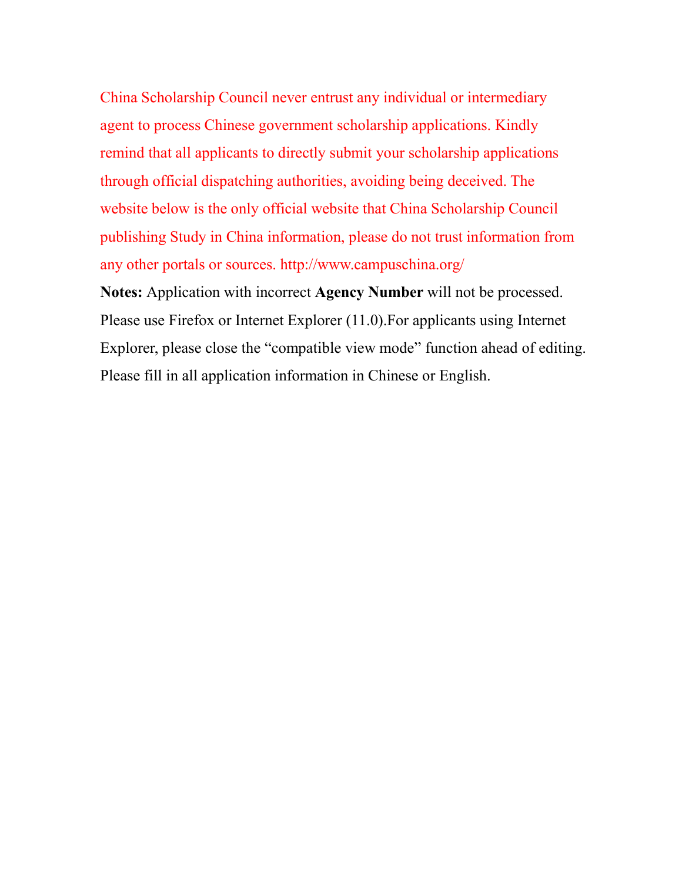China Scholarship Council never entrust any individual or intermediary agent to process Chinese government scholarship applications. Kindly remind that all applicants to directly submit your scholarship applications through official dispatching authorities, avoiding being deceived. The website below is the only official website that China Scholarship Council publishing Study in China information, please do not trust information from any other portals or sources. http://www.campuschina.org/

**Notes:** Application with incorrect **Agency Number** will not be processed. Please use Firefox or Internet Explorer (11.0).For applicants using Internet Explorer, please close the "compatible view mode" function ahead of editing. Please fill in all application information in Chinese or English.